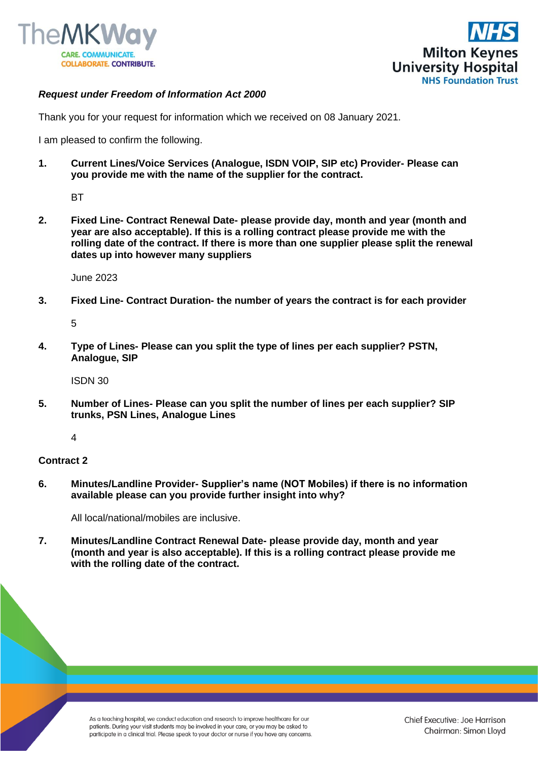***Request under Freedom of Information Act 2000***

Thank you for your request for information which we received on 08 January 2021.

I am pleased to confirm the following.

1. **Current Lines/Voice Services (Analogue, ISDN VOIP, SIP etc) Provider- Please can you provide me with the name of the supplier for the contract.**

   BT

2. **Fixed Line- Contract Renewal Date- please provide day, month and year (month and year are also acceptable). If this is a rolling contract please provide me with the rolling date of the contract. If there is more than one supplier please split the renewal dates up into however many suppliers**

   June 2023

3. **Fixed Line- Contract Duration- the number of years the contract is for each provider**

   5

4. **Type of Lines- Please can you split the type of lines per each supplier? PSTN, Analogue, SIP**

   ISDN 30

5. **Number of Lines- Please can you split the number of lines per each supplier? SIP trunks, PSN Lines, Analogue Lines**

   4

**Contract 2**

6. **Minutes/Landline Provider- Supplier's name (NOT Mobiles) if there is no information available please can you provide further insight into why?**

   All local/national/mobiles are inclusive.

7. **Minutes/Landline Contract Renewal Date- please provide day, month and year (month and year is also acceptable). If this is a rolling contract please provide me with the rolling date of the contract.**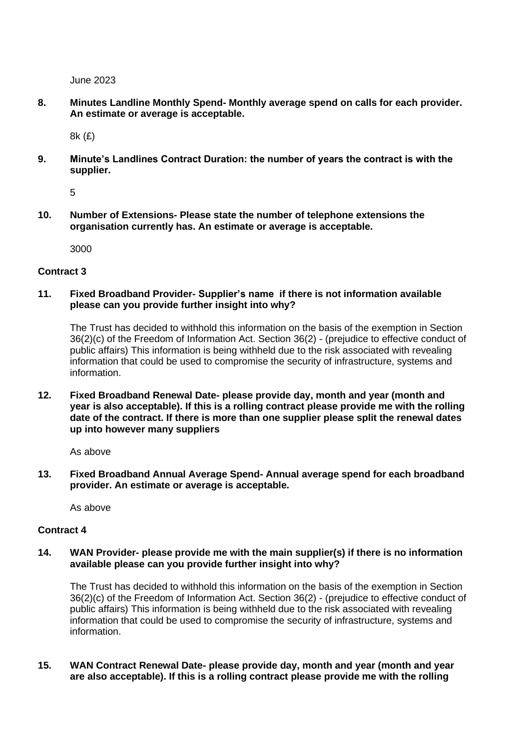June 2023

**8. Minutes Landline Monthly Spend- Monthly average spend on calls for each provider. An estimate or average is acceptable.**

8k (£)

**9. Minute's Landlines Contract Duration: the number of years the contract is with the supplier.**

5

**10. Number of Extensions- Please state the number of telephone extensions the organisation currently has. An estimate or average is acceptable.**

3000

**Contract 3**

**11. Fixed Broadband Provider- Supplier's name if there is not information available please can you provide further insight into why?**

The Trust has decided to withhold this information on the basis of the exemption in Section 36(2)(c) of the Freedom of Information Act. Section 36(2) - (prejudice to effective conduct of public affairs) This information is being withheld due to the risk associated with revealing information that could be used to compromise the security of infrastructure, systems and information.

**12. Fixed Broadband Renewal Date- please provide day, month and year (month and year is also acceptable). If this is a rolling contract please provide me with the rolling date of the contract. If there is more than one supplier please split the renewal dates up into however many suppliers**

As above

**13. Fixed Broadband Annual Average Spend- Annual average spend for each broadband provider. An estimate or average is acceptable.**

As above

**Contract 4**

**14. WAN Provider- please provide me with the main supplier(s) if there is no information available please can you provide further insight into why?**

The Trust has decided to withhold this information on the basis of the exemption in Section 36(2)(c) of the Freedom of Information Act. Section 36(2) - (prejudice to effective conduct of public affairs) This information is being withheld due to the risk associated with revealing information that could be used to compromise the security of infrastructure, systems and information.

**15. WAN Contract Renewal Date- please provide day, month and year (month and year are also acceptable). If this is a rolling contract please provide me with the rolling**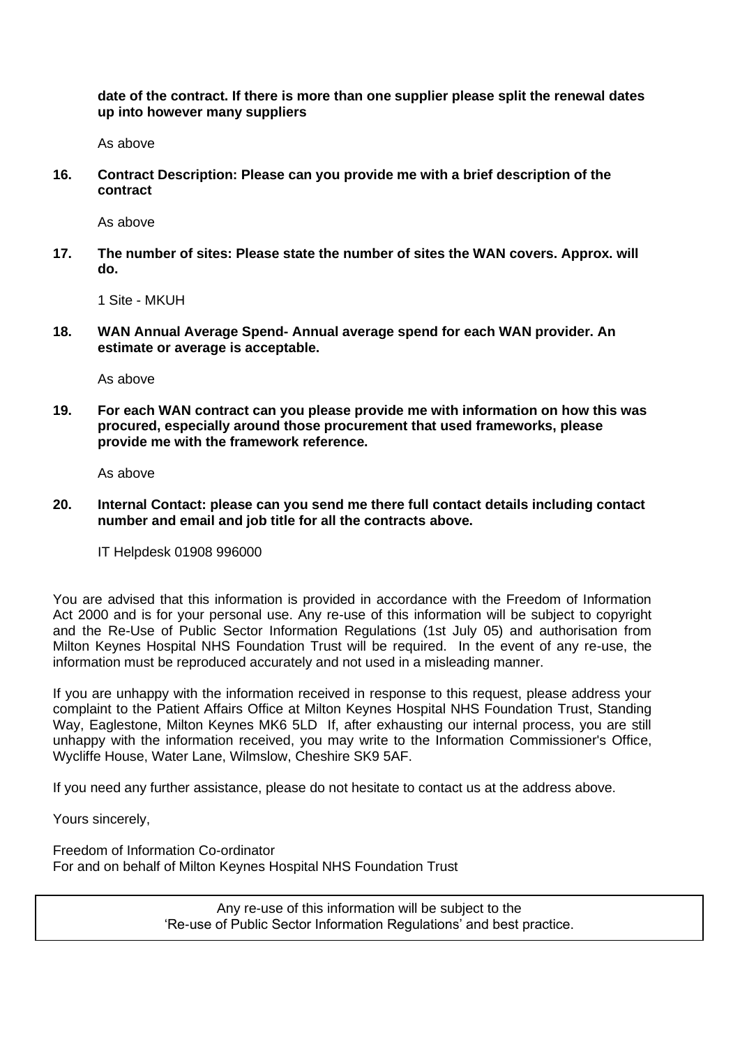**date of the contract. If there is more than one supplier please split the renewal dates up into however many suppliers**

As above

**16. Contract Description: Please can you provide me with a brief description of the contract**

As above

**17. The number of sites: Please state the number of sites the WAN covers. Approx. will do.**

1 Site - MKUH

**18. WAN Annual Average Spend- Annual average spend for each WAN provider. An estimate or average is acceptable.**

As above

**19. For each WAN contract can you please provide me with information on how this was procured, especially around those procurement that used frameworks, please provide me with the framework reference.**

As above

**20. Internal Contact: please can you send me there full contact details including contact number and email and job title for all the contracts above.**

IT Helpdesk 01908 996000

You are advised that this information is provided in accordance with the Freedom of Information Act 2000 and is for your personal use. Any re-use of this information will be subject to copyright and the Re-Use of Public Sector Information Regulations (1st July 05) and authorisation from Milton Keynes Hospital NHS Foundation Trust will be required. In the event of any re-use, the information must be reproduced accurately and not used in a misleading manner.

If you are unhappy with the information received in response to this request, please address your complaint to the Patient Affairs Office at Milton Keynes Hospital NHS Foundation Trust, Standing Way, Eaglestone, Milton Keynes MK6 5LD If, after exhausting our internal process, you are still unhappy with the information received, you may write to the Information Commissioner's Office, Wycliffe House, Water Lane, Wilmslow, Cheshire SK9 5AF.

If you need any further assistance, please do not hesitate to contact us at the address above.

Yours sincerely,

Freedom of Information Co-ordinator
For and on behalf of Milton Keynes Hospital NHS Foundation Trust

Any re-use of this information will be subject to the
'Re-use of Public Sector Information Regulations' and best practice.